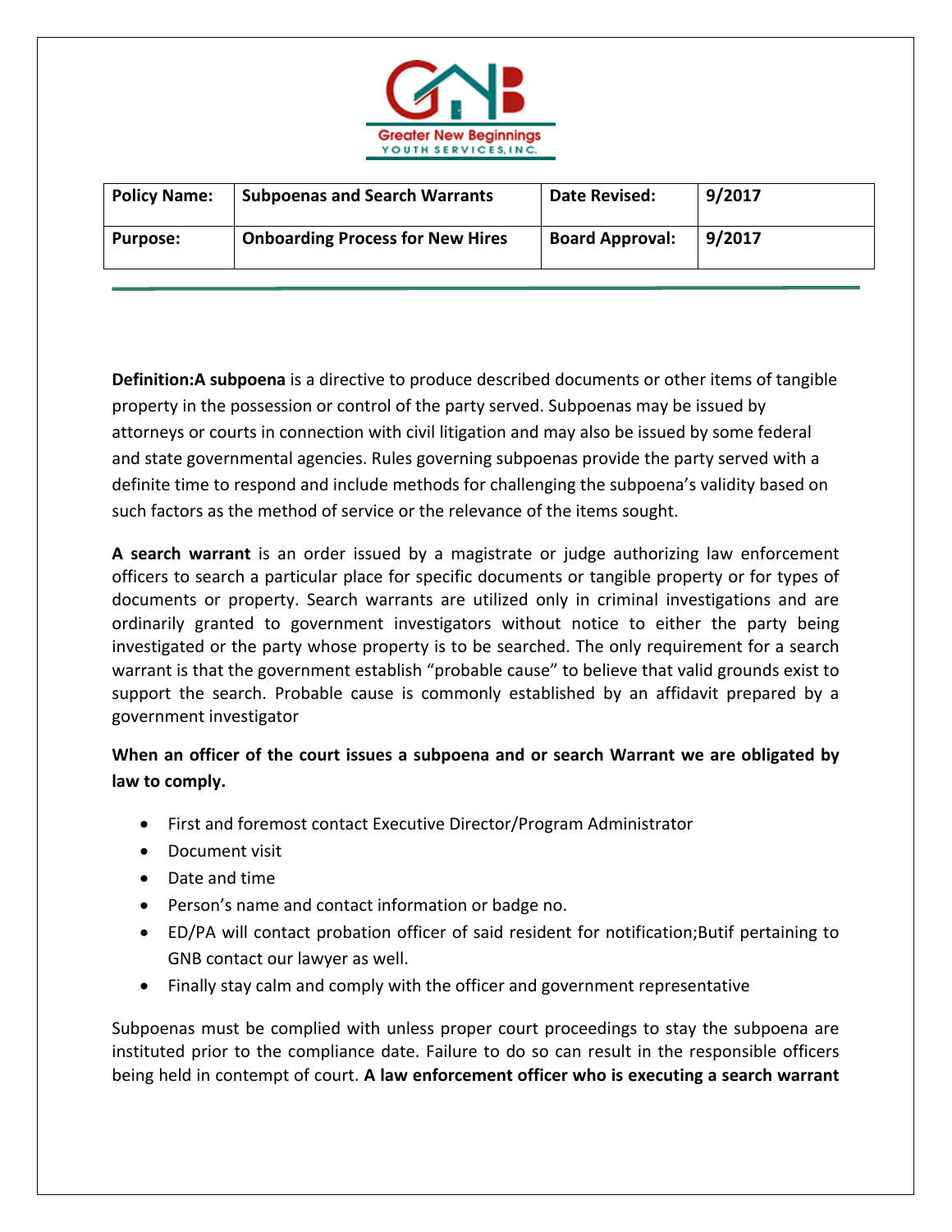Greater New Beginnings YOUTH SERVICES, INC.

| Policy Name: | Subpoenas and Search Warrants | Date Revised: | 9/2017 |
|---|---|---|---|
| Purpose: | Onboarding Process for New Hires | Board Approval: | 9/2017 |

**Definition:A subpoena** is a directive to produce described documents or other items of tangible property in the possession or control of the party served. Subpoenas may be issued by attorneys or courts in connection with civil litigation and may also be issued by some federal and state governmental agencies. Rules governing subpoenas provide the party served with a definite time to respond and include methods for challenging the subpoena's validity based on such factors as the method of service or the relevance of the items sought.

**A search warrant** is an order issued by a magistrate or judge authorizing law enforcement officers to search a particular place for specific documents or tangible property or for types of documents or property. Search warrants are utilized only in criminal investigations and are ordinarily granted to government investigators without notice to either the party being investigated or the party whose property is to be searched. The only requirement for a search warrant is that the government establish "probable cause" to believe that valid grounds exist to support the search. Probable cause is commonly established by an affidavit prepared by a government investigator

**When an officer of the court issues a subpoena and or search Warrant we are obligated by law to comply.**

- First and foremost contact Executive Director/Program Administrator
- Document visit
- Date and time
- Person's name and contact information or badge no.
- ED/PA will contact probation officer of said resident for notification;Butif pertaining to GNB contact our lawyer as well.
- Finally stay calm and comply with the officer and government representative

Subpoenas must be complied with unless proper court proceedings to stay the subpoena are instituted prior to the compliance date. Failure to do so can result in the responsible officers being held in contempt of court. **A law enforcement officer who is executing a search warrant**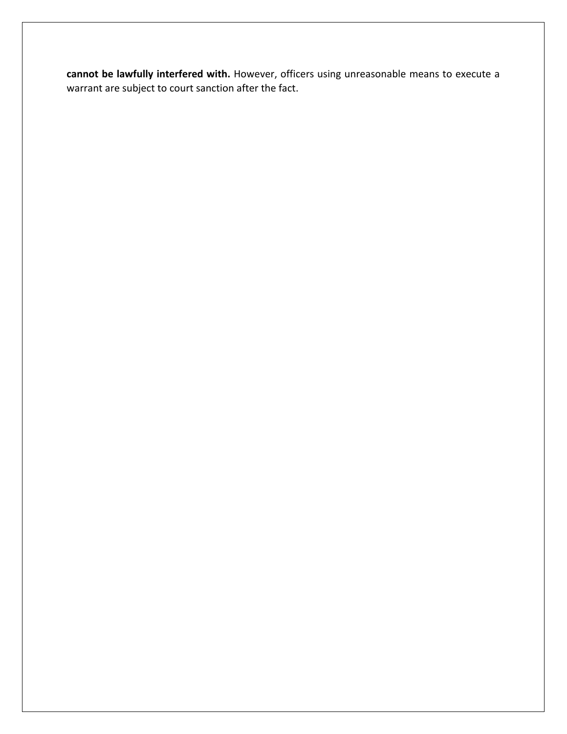**cannot be lawfully interfered with.** However, officers using unreasonable means to execute a warrant are subject to court sanction after the fact.